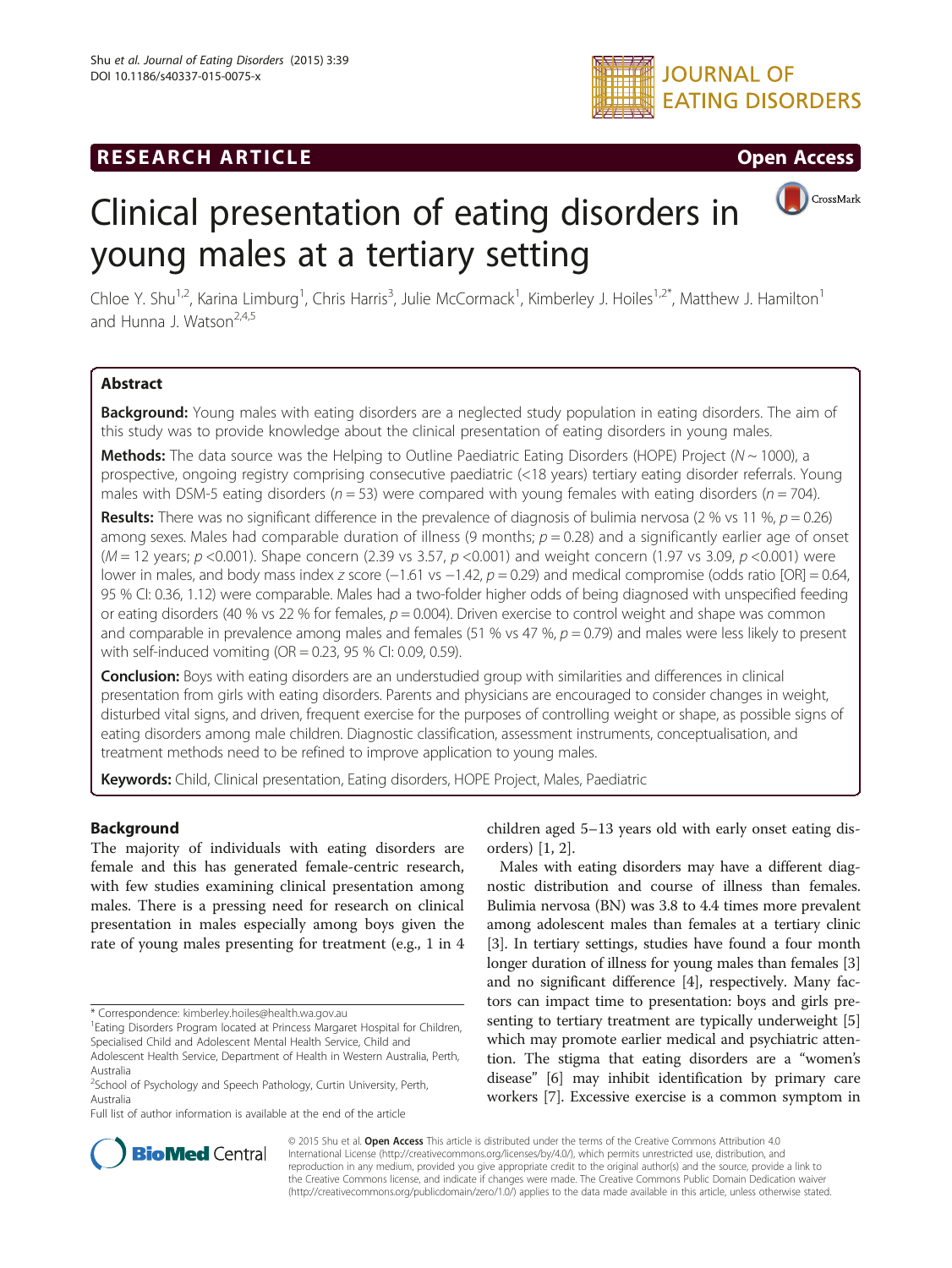# Clinical presentation of eating disorders in young males at a tertiary setting

Chloe Y. Shu[1,2], Karina Limburg[1], Chris Harris[3], Julie McCormack[1], Kimberley J. Hoiles[1,2*], Matthew J. Hamilton[1] and Hunna J. Watson[2,4,5]

## Abstract

**Background:** Young males with eating disorders are a neglected study population in eating disorders. The aim of this study was to provide knowledge about the clinical presentation of eating disorders in young males.

**Methods:** The data source was the Helping to Outline Paediatric Eating Disorders (HOPE) Project ($N \sim 1000$), a prospective, ongoing registry comprising consecutive paediatric (<18 years) tertiary eating disorder referrals. Young males with DSM-5 eating disorders ($n = 53$) were compared with young females with eating disorders ($n = 704$).

**Results:** There was no significant difference in the prevalence of diagnosis of bulimia nervosa (2 % vs 11 %, $p = 0.26$) among sexes. Males had comparable duration of illness (9 months; $p = 0.28$) and a significantly earlier age of onset ($M = 12$ years; $p < 0.001$). Shape concern (2.39 vs 3.57, $p < 0.001$) and weight concern (1.97 vs 3.09, $p < 0.001$) were lower in males, and body mass index $z$ score (−1.61 vs −1.42, $p = 0.29$) and medical compromise (odds ratio [OR] = 0.64, 95 % CI: 0.36, 1.12) were comparable. Males had a two-folder higher odds of being diagnosed with unspecified feeding or eating disorders (40 % vs 22 % for females, $p = 0.004$). Driven exercise to control weight and shape was common and comparable in prevalence among males and females (51 % vs 47 %, $p = 0.79$) and males were less likely to present with self-induced vomiting (OR = 0.23, 95 % CI: 0.09, 0.59).

**Conclusion:** Boys with eating disorders are an understudied group with similarities and differences in clinical presentation from girls with eating disorders. Parents and physicians are encouraged to consider changes in weight, disturbed vital signs, and driven, frequent exercise for the purposes of controlling weight or shape, as possible signs of eating disorders among male children. Diagnostic classification, assessment instruments, conceptualisation, and treatment methods need to be refined to improve application to young males.

**Keywords:** Child, Clinical presentation, Eating disorders, HOPE Project, Males, Paediatric

## Background

The majority of individuals with eating disorders are female and this has generated female-centric research, with few studies examining clinical presentation among males. There is a pressing need for research on clinical presentation in males especially among boys given the rate of young males presenting for treatment (e.g., 1 in 4 children aged 5–13 years old with early onset eating disorders) [1, 2].

Males with eating disorders may have a different diagnostic distribution and course of illness than females. Bulimia nervosa (BN) was 3.8 to 4.4 times more prevalent among adolescent males than females at a tertiary clinic [3]. In tertiary settings, studies have found a four month longer duration of illness for young males than females [3] and no significant difference [4], respectively. Many factors can impact time to presentation: boys and girls presenting to tertiary treatment are typically underweight [5] which may promote earlier medical and psychiatric attention. The stigma that eating disorders are a "women's disease" [6] may inhibit identification by primary care workers [7]. Excessive exercise is a common symptom in

\* Correspondence: kimberley.hoiles@health.wa.gov.au

[1]Eating Disorders Program located at Princess Margaret Hospital for Children, Specialised Child and Adolescent Mental Health Service, Child and Adolescent Health Service, Department of Health in Western Australia, Perth, Australia

[2]School of Psychology and Speech Pathology, Curtin University, Perth, Australia

Full list of author information is available at the end of the article

© 2015 Shu et al. **Open Access** This article is distributed under the terms of the Creative Commons Attribution 4.0 International License (http://creativecommons.org/licenses/by/4.0/), which permits unrestricted use, distribution, and reproduction in any medium, provided you give appropriate credit to the original author(s) and the source, provide a link to the Creative Commons license, and indicate if changes were made. The Creative Commons Public Domain Dedication waiver (http://creativecommons.org/publicdomain/zero/1.0/) applies to the data made available in this article, unless otherwise stated.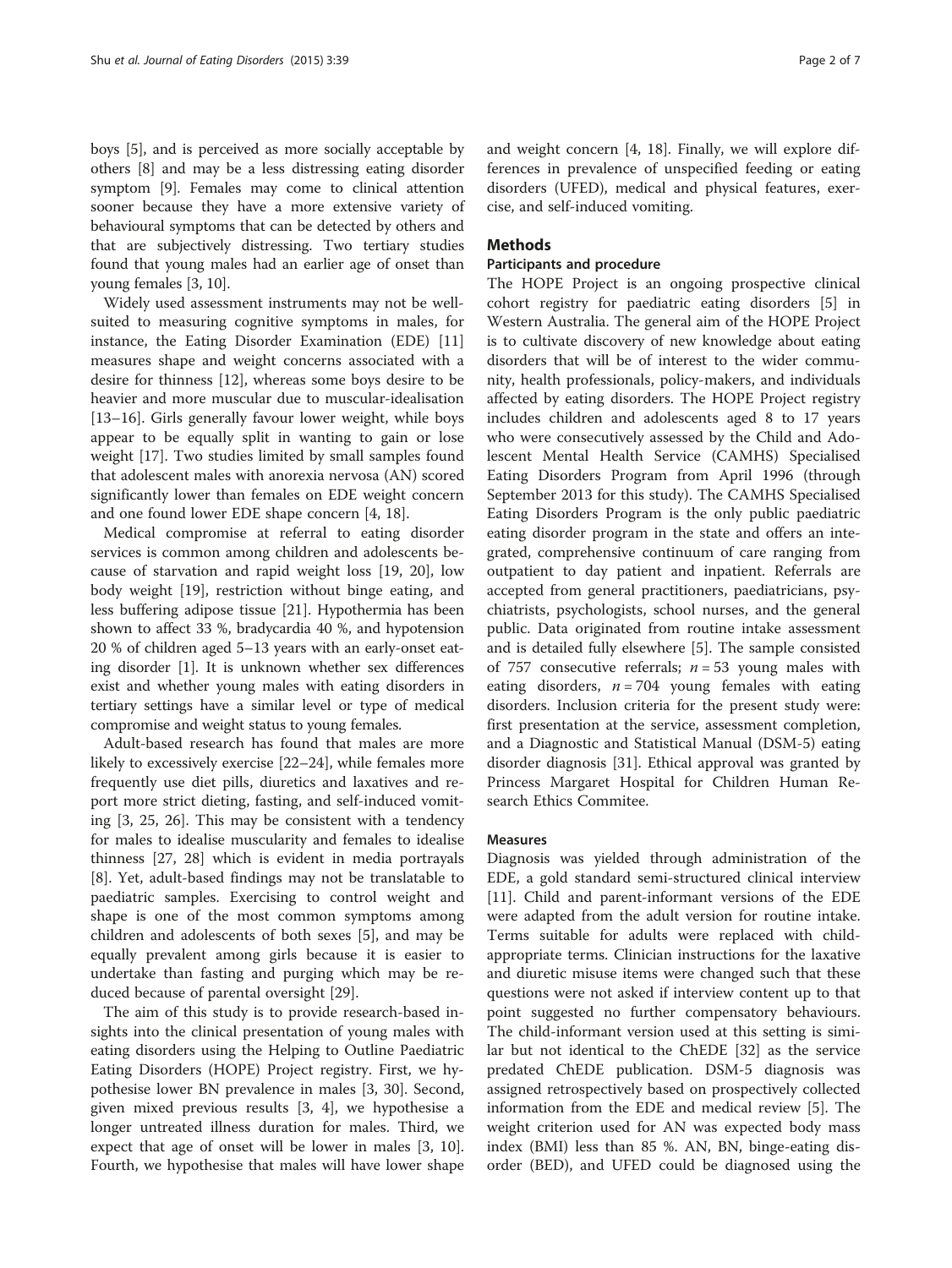boys [5], and is perceived as more socially acceptable by others [8] and may be a less distressing eating disorder symptom [9]. Females may come to clinical attention sooner because they have a more extensive variety of behavioural symptoms that can be detected by others and that are subjectively distressing. Two tertiary studies found that young males had an earlier age of onset than young females [3, 10].

Widely used assessment instruments may not be well-suited to measuring cognitive symptoms in males, for instance, the Eating Disorder Examination (EDE) [11] measures shape and weight concerns associated with a desire for thinness [12], whereas some boys desire to be heavier and more muscular due to muscular-idealisation [13–16]. Girls generally favour lower weight, while boys appear to be equally split in wanting to gain or lose weight [17]. Two studies limited by small samples found that adolescent males with anorexia nervosa (AN) scored significantly lower than females on EDE weight concern and one found lower EDE shape concern [4, 18].

Medical compromise at referral to eating disorder services is common among children and adolescents because of starvation and rapid weight loss [19, 20], low body weight [19], restriction without binge eating, and less buffering adipose tissue [21]. Hypothermia has been shown to affect 33 %, bradycardia 40 %, and hypotension 20 % of children aged 5–13 years with an early-onset eating disorder [1]. It is unknown whether sex differences exist and whether young males with eating disorders in tertiary settings have a similar level or type of medical compromise and weight status to young females.

Adult-based research has found that males are more likely to excessively exercise [22–24], while females more frequently use diet pills, diuretics and laxatives and report more strict dieting, fasting, and self-induced vomiting [3, 25, 26]. This may be consistent with a tendency for males to idealise muscularity and females to idealise thinness [27, 28] which is evident in media portrayals [8]. Yet, adult-based findings may not be translatable to paediatric samples. Exercising to control weight and shape is one of the most common symptoms among children and adolescents of both sexes [5], and may be equally prevalent among girls because it is easier to undertake than fasting and purging which may be reduced because of parental oversight [29].

The aim of this study is to provide research-based insights into the clinical presentation of young males with eating disorders using the Helping to Outline Paediatric Eating Disorders (HOPE) Project registry. First, we hypothesise lower BN prevalence in males [3, 30]. Second, given mixed previous results [3, 4], we hypothesise a longer untreated illness duration for males. Third, we expect that age of onset will be lower in males [3, 10]. Fourth, we hypothesise that males will have lower shape and weight concern [4, 18]. Finally, we will explore differences in prevalence of unspecified feeding or eating disorders (UFED), medical and physical features, exercise, and self-induced vomiting.

## Methods

### Participants and procedure

The HOPE Project is an ongoing prospective clinical cohort registry for paediatric eating disorders [5] in Western Australia. The general aim of the HOPE Project is to cultivate discovery of new knowledge about eating disorders that will be of interest to the wider community, health professionals, policy-makers, and individuals affected by eating disorders. The HOPE Project registry includes children and adolescents aged 8 to 17 years who were consecutively assessed by the Child and Adolescent Mental Health Service (CAMHS) Specialised Eating Disorders Program from April 1996 (through September 2013 for this study). The CAMHS Specialised Eating Disorders Program is the only public paediatric eating disorder program in the state and offers an integrated, comprehensive continuum of care ranging from outpatient to day patient and inpatient. Referrals are accepted from general practitioners, paediatricians, psychiatrists, psychologists, school nurses, and the general public. Data originated from routine intake assessment and is detailed fully elsewhere [5]. The sample consisted of 757 consecutive referrals; $n = 53$ young males with eating disorders, $n = 704$ young females with eating disorders. Inclusion criteria for the present study were: first presentation at the service, assessment completion, and a Diagnostic and Statistical Manual (DSM-5) eating disorder diagnosis [31]. Ethical approval was granted by Princess Margaret Hospital for Children Human Research Ethics Commitee.

### Measures

Diagnosis was yielded through administration of the EDE, a gold standard semi-structured clinical interview [11]. Child and parent-informant versions of the EDE were adapted from the adult version for routine intake. Terms suitable for adults were replaced with child-appropriate terms. Clinician instructions for the laxative and diuretic misuse items were changed such that these questions were not asked if interview content up to that point suggested no further compensatory behaviours. The child-informant version used at this setting is similar but not identical to the ChEDE [32] as the service predated ChEDE publication. DSM-5 diagnosis was assigned retrospectively based on prospectively collected information from the EDE and medical review [5]. The weight criterion used for AN was expected body mass index (BMI) less than 85 %. AN, BN, binge-eating disorder (BED), and UFED could be diagnosed using the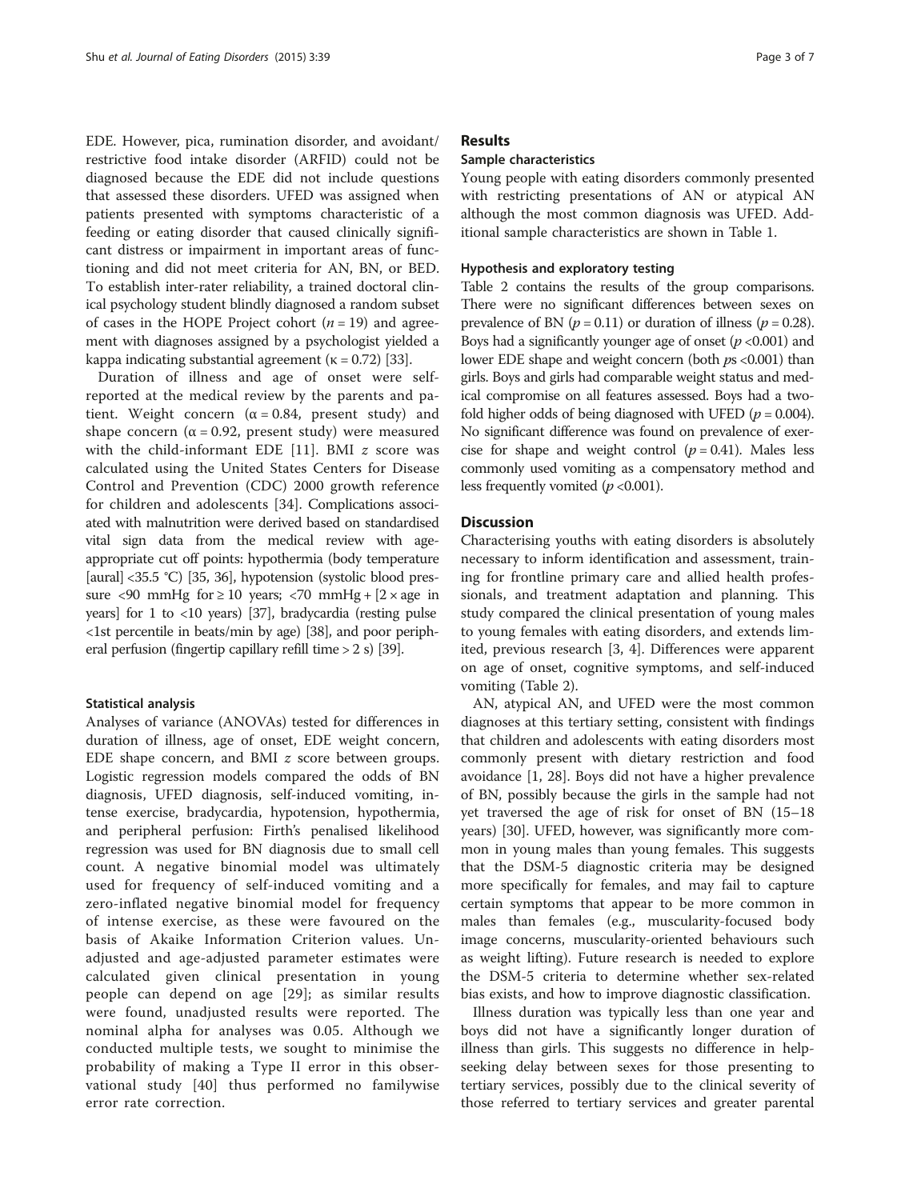EDE. However, pica, rumination disorder, and avoidant/restrictive food intake disorder (ARFID) could not be diagnosed because the EDE did not include questions that assessed these disorders. UFED was assigned when patients presented with symptoms characteristic of a feeding or eating disorder that caused clinically significant distress or impairment in important areas of functioning and did not meet criteria for AN, BN, or BED. To establish inter-rater reliability, a trained doctoral clinical psychology student blindly diagnosed a random subset of cases in the HOPE Project cohort ($n = 19$) and agreement with diagnoses assigned by a psychologist yielded a kappa indicating substantial agreement ($\kappa = 0.72$) [33].

Duration of illness and age of onset were self-reported at the medical review by the parents and patient. Weight concern ($\alpha = 0.84$, present study) and shape concern ($\alpha = 0.92$, present study) were measured with the child-informant EDE [11]. BMI $z$ score was calculated using the United States Centers for Disease Control and Prevention (CDC) 2000 growth reference for children and adolescents [34]. Complications associated with malnutrition were derived based on standardised vital sign data from the medical review with age-appropriate cut off points: hypothermia (body temperature [aural] <35.5 °C) [35, 36], hypotension (systolic blood pressure <90 mmHg for ≥ 10 years; <70 mmHg + [2 × age in years] for 1 to <10 years) [37], bradycardia (resting pulse <1st percentile in beats/min by age) [38], and poor peripheral perfusion (fingertip capillary refill time > 2 s) [39].

#### Statistical analysis

Analyses of variance (ANOVAs) tested for differences in duration of illness, age of onset, EDE weight concern, EDE shape concern, and BMI $z$ score between groups. Logistic regression models compared the odds of BN diagnosis, UFED diagnosis, self-induced vomiting, intense exercise, bradycardia, hypotension, hypothermia, and peripheral perfusion: Firth's penalised likelihood regression was used for BN diagnosis due to small cell count. A negative binomial model was ultimately used for frequency of self-induced vomiting and a zero-inflated negative binomial model for frequency of intense exercise, as these were favoured on the basis of Akaike Information Criterion values. Unadjusted and age-adjusted parameter estimates were calculated given clinical presentation in young people can depend on age [29]; as similar results were found, unadjusted results were reported. The nominal alpha for analyses was 0.05. Although we conducted multiple tests, we sought to minimise the probability of making a Type II error in this observational study [40] thus performed no familywise error rate correction.

## Results

### Sample characteristics

Young people with eating disorders commonly presented with restricting presentations of AN or atypical AN although the most common diagnosis was UFED. Additional sample characteristics are shown in Table 1.

#### Hypothesis and exploratory testing

Table 2 contains the results of the group comparisons. There were no significant differences between sexes on prevalence of BN ($p = 0.11$) or duration of illness ($p = 0.28$). Boys had a significantly younger age of onset ($p < 0.001$) and lower EDE shape and weight concern (both $p$s <0.001) than girls. Boys and girls had comparable weight status and medical compromise on all features assessed. Boys had a two-fold higher odds of being diagnosed with UFED ($p = 0.004$). No significant difference was found on prevalence of exercise for shape and weight control ($p = 0.41$). Males less commonly used vomiting as a compensatory method and less frequently vomited ($p < 0.001$).

## Discussion

Characterising youths with eating disorders is absolutely necessary to inform identification and assessment, training for frontline primary care and allied health professionals, and treatment adaptation and planning. This study compared the clinical presentation of young males to young females with eating disorders, and extends limited, previous research [3, 4]. Differences were apparent on age of onset, cognitive symptoms, and self-induced vomiting (Table 2).

AN, atypical AN, and UFED were the most common diagnoses at this tertiary setting, consistent with findings that children and adolescents with eating disorders most commonly present with dietary restriction and food avoidance [1, 28]. Boys did not have a higher prevalence of BN, possibly because the girls in the sample had not yet traversed the age of risk for onset of BN (15–18 years) [30]. UFED, however, was significantly more common in young males than young females. This suggests that the DSM-5 diagnostic criteria may be designed more specifically for females, and may fail to capture certain symptoms that appear to be more common in males than females (e.g., muscularity-focused body image concerns, muscularity-oriented behaviours such as weight lifting). Future research is needed to explore the DSM-5 criteria to determine whether sex-related bias exists, and how to improve diagnostic classification.

Illness duration was typically less than one year and boys did not have a significantly longer duration of illness than girls. This suggests no difference in help-seeking delay between sexes for those presenting to tertiary services, possibly due to the clinical severity of those referred to tertiary services and greater parental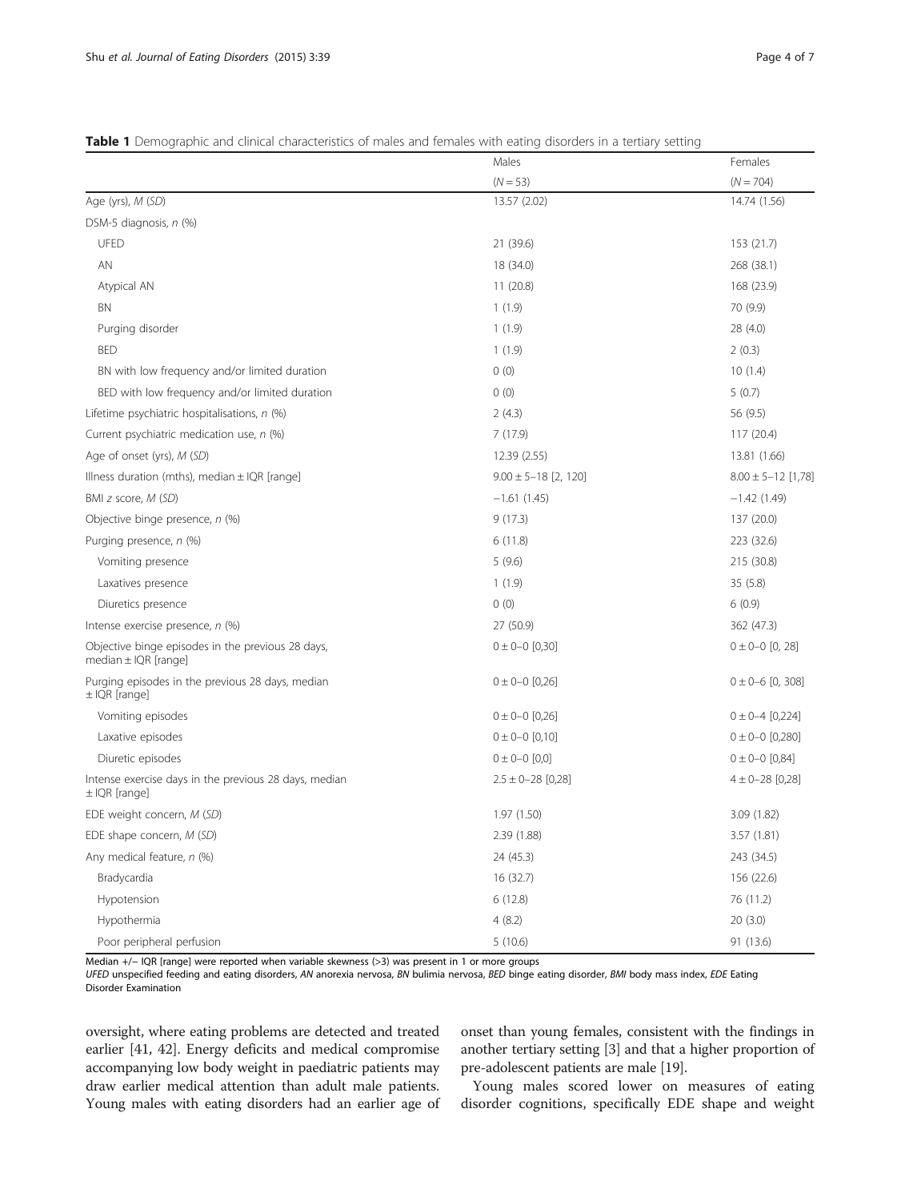**Table 1** Demographic and clinical characteristics of males and females with eating disorders in a tertiary setting

| | Males ($N = 53$) | Females ($N = 704$) |
|---|---|---|
| Age (yrs), *M* (*SD*) | 13.57 (2.02) | 14.74 (1.56) |
| DSM-5 diagnosis, *n* (%) | | |
| UFED | 21 (39.6) | 153 (21.7) |
| AN | 18 (34.0) | 268 (38.1) |
| Atypical AN | 11 (20.8) | 168 (23.9) |
| BN | 1 (1.9) | 70 (9.9) |
| Purging disorder | 1 (1.9) | 28 (4.0) |
| BED | 1 (1.9) | 2 (0.3) |
| BN with low frequency and/or limited duration | 0 (0) | 10 (1.4) |
| BED with low frequency and/or limited duration | 0 (0) | 5 (0.7) |
| Lifetime psychiatric hospitalisations, *n* (%) | 2 (4.3) | 56 (9.5) |
| Current psychiatric medication use, *n* (%) | 7 (17.9) | 117 (20.4) |
| Age of onset (yrs), *M* (*SD*) | 12.39 (2.55) | 13.81 (1.66) |
| Illness duration (mths), median ± IQR [range] | 9.00 ± 5–18 [2, 120] | 8.00 ± 5–12 [1,78] |
| BMI *z* score, *M* (*SD*) | −1.61 (1.45) | −1.42 (1.49) |
| Objective binge presence, *n* (%) | 9 (17.3) | 137 (20.0) |
| Purging presence, *n* (%) | 6 (11.8) | 223 (32.6) |
| Vomiting presence | 5 (9.6) | 215 (30.8) |
| Laxatives presence | 1 (1.9) | 35 (5.8) |
| Diuretics presence | 0 (0) | 6 (0.9) |
| Intense exercise presence, *n* (%) | 27 (50.9) | 362 (47.3) |
| Objective binge episodes in the previous 28 days, median ± IQR [range] | 0 ± 0–0 [0,30] | 0 ± 0–0 [0, 28] |
| Purging episodes in the previous 28 days, median ± IQR [range] | 0 ± 0–0 [0,26] | 0 ± 0–6 [0, 308] |
| Vomiting episodes | 0 ± 0–0 [0,26] | 0 ± 0–4 [0,224] |
| Laxative episodes | 0 ± 0–0 [0,10] | 0 ± 0–0 [0,280] |
| Diuretic episodes | 0 ± 0–0 [0,0] | 0 ± 0–0 [0,84] |
| Intense exercise days in the previous 28 days, median ± IQR [range] | 2.5 ± 0–28 [0,28] | 4 ± 0–28 [0,28] |
| EDE weight concern, *M* (*SD*) | 1.97 (1.50) | 3.09 (1.82) |
| EDE shape concern, *M* (*SD*) | 2.39 (1.88) | 3.57 (1.81) |
| Any medical feature, *n* (%) | 24 (45.3) | 243 (34.5) |
| Bradycardia | 16 (32.7) | 156 (22.6) |
| Hypotension | 6 (12.8) | 76 (11.2) |
| Hypothermia | 4 (8.2) | 20 (3.0) |
| Poor peripheral perfusion | 5 (10.6) | 91 (13.6) |

Median +/− IQR [range] were reported when variable skewness (>3) was present in 1 or more groups

*UFED* unspecified feeding and eating disorders, *AN* anorexia nervosa, *BN* bulimia nervosa, *BED* binge eating disorder, *BMI* body mass index, *EDE* Eating Disorder Examination

oversight, where eating problems are detected and treated earlier [41, 42]. Energy deficits and medical compromise accompanying low body weight in paediatric patients may draw earlier medical attention than adult male patients. Young males with eating disorders had an earlier age of onset than young females, consistent with the findings in another tertiary setting [3] and that a higher proportion of pre-adolescent patients are male [19].

Young males scored lower on measures of eating disorder cognitions, specifically EDE shape and weight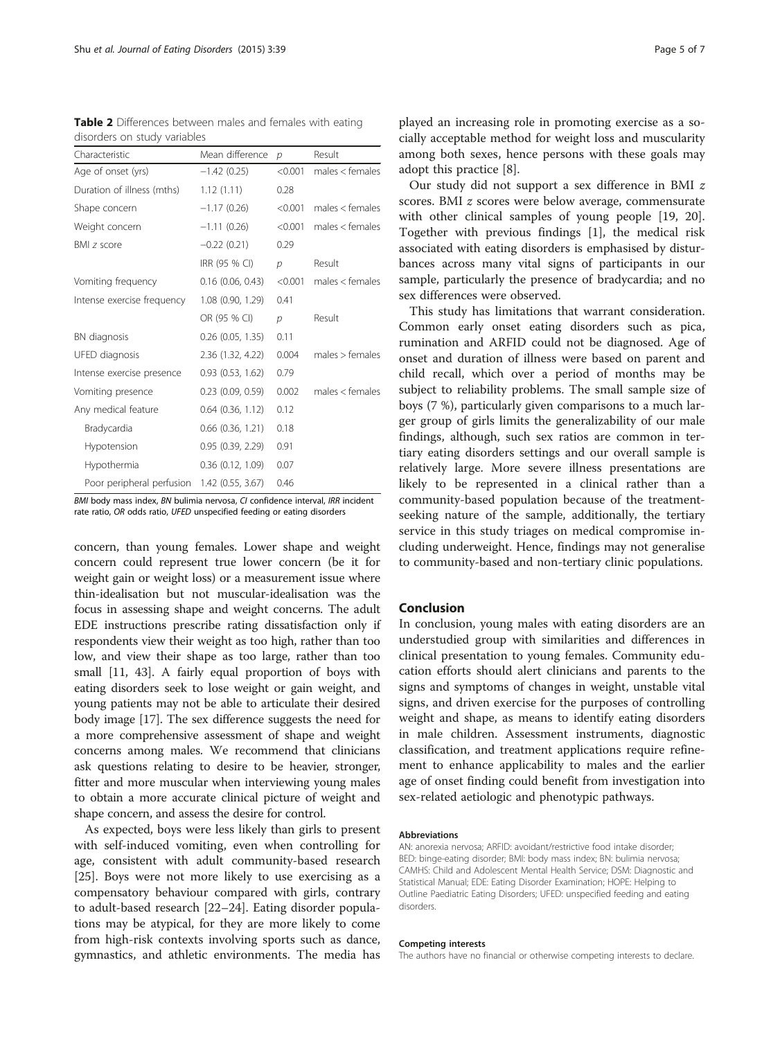**Table 2** Differences between males and females with eating disorders on study variables

| Characteristic | Mean difference | *p* | Result |
|---|---|---|---|
| Age of onset (yrs) | −1.42 (0.25) | <0.001 | males < females |
| Duration of illness (mths) | 1.12 (1.11) | 0.28 | |
| Shape concern | −1.17 (0.26) | <0.001 | males < females |
| Weight concern | −1.11 (0.26) | <0.001 | males < females |
| BMI *z* score | −0.22 (0.21) | 0.29 | |
| | IRR (95 % CI) | *p* | Result |
| Vomiting frequency | 0.16 (0.06, 0.43) | <0.001 | males < females |
| Intense exercise frequency | 1.08 (0.90, 1.29) | 0.41 | |
| | OR (95 % CI) | *p* | Result |
| BN diagnosis | 0.26 (0.05, 1.35) | 0.11 | |
| UFED diagnosis | 2.36 (1.32, 4.22) | 0.004 | males > females |
| Intense exercise presence | 0.93 (0.53, 1.62) | 0.79 | |
| Vomiting presence | 0.23 (0.09, 0.59) | 0.002 | males < females |
| Any medical feature | 0.64 (0.36, 1.12) | 0.12 | |
| Bradycardia | 0.66 (0.36, 1.21) | 0.18 | |
| Hypotension | 0.95 (0.39, 2.29) | 0.91 | |
| Hypothermia | 0.36 (0.12, 1.09) | 0.07 | |
| Poor peripheral perfusion | 1.42 (0.55, 3.67) | 0.46 | |

*BMI* body mass index, *BN* bulimia nervosa, *CI* confidence interval, *IRR* incident rate ratio, *OR* odds ratio, *UFED* unspecified feeding or eating disorders

concern, than young females. Lower shape and weight concern could represent true lower concern (be it for weight gain or weight loss) or a measurement issue where thin-idealisation but not muscular-idealisation was the focus in assessing shape and weight concerns. The adult EDE instructions prescribe rating dissatisfaction only if respondents view their weight as too high, rather than too low, and view their shape as too large, rather than too small [11, 43]. A fairly equal proportion of boys with eating disorders seek to lose weight or gain weight, and young patients may not be able to articulate their desired body image [17]. The sex difference suggests the need for a more comprehensive assessment of shape and weight concerns among males. We recommend that clinicians ask questions relating to desire to be heavier, stronger, fitter and more muscular when interviewing young males to obtain a more accurate clinical picture of weight and shape concern, and assess the desire for control.

As expected, boys were less likely than girls to present with self-induced vomiting, even when controlling for age, consistent with adult community-based research [25]. Boys were not more likely to use exercising as a compensatory behaviour compared with girls, contrary to adult-based research [22–24]. Eating disorder populations may be atypical, for they are more likely to come from high-risk contexts involving sports such as dance, gymnastics, and athletic environments. The media has played an increasing role in promoting exercise as a socially acceptable method for weight loss and muscularity among both sexes, hence persons with these goals may adopt this practice [8].

Our study did not support a sex difference in BMI *z* scores. BMI *z* scores were below average, commensurate with other clinical samples of young people [19, 20]. Together with previous findings [1], the medical risk associated with eating disorders is emphasised by disturbances across many vital signs of participants in our sample, particularly the presence of bradycardia; and no sex differences were observed.

This study has limitations that warrant consideration. Common early onset eating disorders such as pica, rumination and ARFID could not be diagnosed. Age of onset and duration of illness were based on parent and child recall, which over a period of months may be subject to reliability problems. The small sample size of boys (7 %), particularly given comparisons to a much larger group of girls limits the generalizability of our male findings, although, such sex ratios are common in tertiary eating disorders settings and our overall sample is relatively large. More severe illness presentations are likely to be represented in a clinical rather than a community-based population because of the treatment-seeking nature of the sample, additionally, the tertiary service in this study triages on medical compromise including underweight. Hence, findings may not generalise to community-based and non-tertiary clinic populations.

## Conclusion

In conclusion, young males with eating disorders are an understudied group with similarities and differences in clinical presentation to young females. Community education efforts should alert clinicians and parents to the signs and symptoms of changes in weight, unstable vital signs, and driven exercise for the purposes of controlling weight and shape, as means to identify eating disorders in male children. Assessment instruments, diagnostic classification, and treatment applications require refinement to enhance applicability to males and the earlier age of onset finding could benefit from investigation into sex-related aetiologic and phenotypic pathways.

#### Abbreviations

AN: anorexia nervosa; ARFID: avoidant/restrictive food intake disorder; BED: binge-eating disorder; BMI: body mass index; BN: bulimia nervosa; CAMHS: Child and Adolescent Mental Health Service; DSM: Diagnostic and Statistical Manual; EDE: Eating Disorder Examination; HOPE: Helping to Outline Paediatric Eating Disorders; UFED: unspecified feeding and eating disorders.

#### Competing interests

The authors have no financial or otherwise competing interests to declare.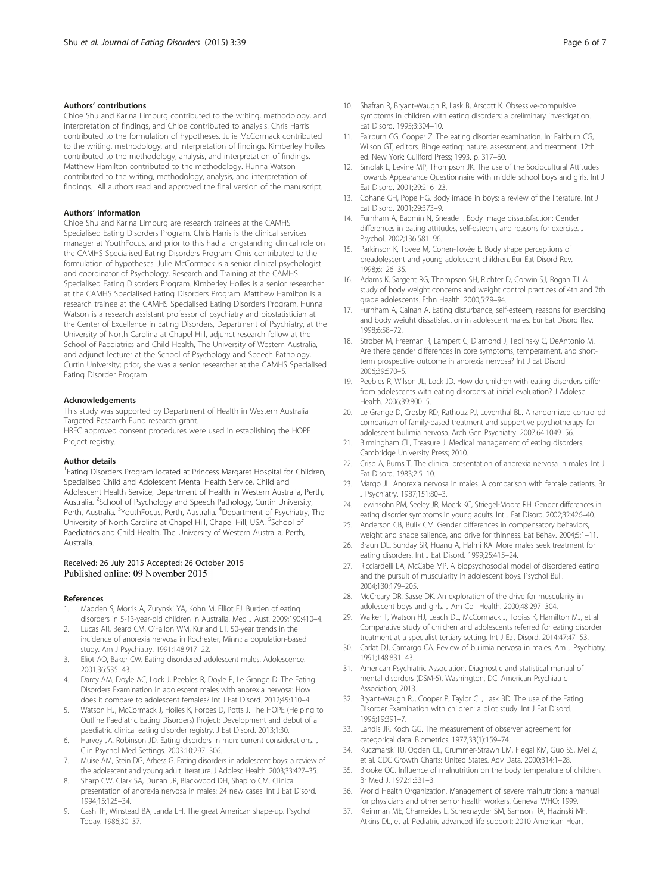### Authors' contributions

Chloe Shu and Karina Limburg contributed to the writing, methodology, and interpretation of findings, and Chloe contributed to analysis. Chris Harris contributed to the formulation of hypotheses. Julie McCormack contributed to the writing, methodology, and interpretation of findings. Kimberley Hoiles contributed to the methodology, analysis, and interpretation of findings. Matthew Hamilton contributed to the methodology. Hunna Watson contributed to the writing, methodology, analysis, and interpretation of findings. All authors read and approved the final version of the manuscript.

### Authors' information

Chloe Shu and Karina Limburg are research trainees at the CAMHS Specialised Eating Disorders Program. Chris Harris is the clinical services manager at YouthFocus, and prior to this had a longstanding clinical role on the CAMHS Specialised Eating Disorders Program. Chris contributed to the formulation of hypotheses. Julie McCormack is a senior clinical psychologist and coordinator of Psychology, Research and Training at the CAMHS Specialised Eating Disorders Program. Kimberley Hoiles is a senior researcher at the CAMHS Specialised Eating Disorders Program. Matthew Hamilton is a research trainee at the CAMHS Specialised Eating Disorders Program. Hunna Watson is a research assistant professor of psychiatry and biostatistician at the Center of Excellence in Eating Disorders, Department of Psychiatry, at the University of North Carolina at Chapel Hill, adjunct research fellow at the School of Paediatrics and Child Health, The University of Western Australia, and adjunct lecturer at the School of Psychology and Speech Pathology, Curtin University; prior, she was a senior researcher at the CAMHS Specialised Eating Disorder Program.

### Acknowledgements

This study was supported by Department of Health in Western Australia Targeted Research Fund research grant.

HREC approved consent procedures were used in establishing the HOPE Project registry.

### Author details

[1]Eating Disorders Program located at Princess Margaret Hospital for Children, Specialised Child and Adolescent Mental Health Service, Child and Adolescent Health Service, Department of Health in Western Australia, Perth, Australia. [2]School of Psychology and Speech Pathology, Curtin University, Perth, Australia. [3]YouthFocus, Perth, Australia. [4]Department of Psychiatry, The University of North Carolina at Chapel Hill, Chapel Hill, USA. [5]School of Paediatrics and Child Health, The University of Western Australia, Perth, Australia.

Received: 26 July 2015 Accepted: 26 October 2015
Published online: 09 November 2015

### References

1. Madden S, Morris A, Zurynski YA, Kohn M, Elliot EJ. Burden of eating disorders in 5-13-year-old children in Australia. Med J Aust. 2009;190:410–4.
2. Lucas AR, Beard CM, O'Fallon WM, Kurland LT. 50-year trends in the incidence of anorexia nervosa in Rochester, Minn.: a population-based study. Am J Psychiatry. 1991;148:917–22.
3. Eliot AO, Baker CW. Eating disordered adolescent males. Adolescence. 2001;36:535–43.
4. Darcy AM, Doyle AC, Lock J, Peebles R, Doyle P, Le Grange D. The Eating Disorders Examination in adolescent males with anorexia nervosa: How does it compare to adolescent females? Int J Eat Disord. 2012;45:110–4.
5. Watson HJ, McCormack J, Hoiles K, Forbes D, Potts J. The HOPE (Helping to Outline Paediatric Eating Disorders) Project: Development and debut of a paediatric clinical eating disorder registry. J Eat Disord. 2013;1:30.
6. Harvey JA, Robinson JD. Eating disorders in men: current considerations. J Clin Psychol Med Settings. 2003;10:297–306.
7. Muise AM, Stein DG, Arbess G. Eating disorders in adolescent boys: a review of the adolescent and young adult literature. J Adolesc Health. 2003;33:427–35.
8. Sharp CW, Clark SA, Dunan JR, Blackwood DH, Shapiro CM. Clinical presentation of anorexia nervosa in males: 24 new cases. Int J Eat Disord. 1994;15:125–34.
9. Cash TF, Winstead BA, Janda LH. The great American shape-up. Psychol Today. 1986;30–37.
10. Shafran R, Bryant-Waugh R, Lask B, Arscott K. Obsessive-compulsive symptoms in children with eating disorders: a preliminary investigation. Eat Disord. 1995;3:304–10.
11. Fairburn CG, Cooper Z. The eating disorder examination. In: Fairburn CG, Wilson GT, editors. Binge eating: nature, assessment, and treatment. 12th ed. New York: Guilford Press; 1993. p. 317–60.
12. Smolak L, Levine MP, Thompson JK. The use of the Sociocultural Attitudes Towards Appearance Questionnaire with middle school boys and girls. Int J Eat Disord. 2001;29:216–23.
13. Cohane GH, Pope HG. Body image in boys: a review of the literature. Int J Eat Disord. 2001;29:373–9.
14. Furnham A, Badmin N, Sneade I. Body image dissatisfaction: Gender differences in eating attitudes, self-esteem, and reasons for exercise. J Psychol. 2002;136:581–96.
15. Parkinson K, Tovee M, Cohen-Tovée E. Body shape perceptions of preadolescent and young adolescent children. Eur Eat Disord Rev. 1998;6:126–35.
16. Adams K, Sargent RG, Thompson SH, Richter D, Corwin SJ, Rogan TJ. A study of body weight concerns and weight control practices of 4th and 7th grade adolescents. Ethn Health. 2000;5:79–94.
17. Furnham A, Calnan A. Eating disturbance, self-esteem, reasons for exercising and body weight dissatisfaction in adolescent males. Eur Eat Disord Rev. 1998;6:58–72.
18. Strober M, Freeman R, Lampert C, Diamond J, Teplinsky C, DeAntonio M. Are there gender differences in core symptoms, temperament, and short-term prospective outcome in anorexia nervosa? Int J Eat Disord. 2006;39:570–5.
19. Peebles R, Wilson JL, Lock JD. How do children with eating disorders differ from adolescents with eating disorders at initial evaluation? J Adolesc Health. 2006;39:800–5.
20. Le Grange D, Crosby RD, Rathouz PJ, Leventhal BL. A randomized controlled comparison of family-based treatment and supportive psychotherapy for adolescent bulimia nervosa. Arch Gen Psychiatry. 2007;64:1049–56.
21. Birmingham CL, Treasure J. Medical management of eating disorders. Cambridge University Press; 2010.
22. Crisp A, Burns T. The clinical presentation of anorexia nervosa in males. Int J Eat Disord. 1983;2:5–10.
23. Margo JL. Anorexia nervosa in males. A comparison with female patients. Br J Psychiatry. 1987;151:80–3.
24. Lewinsohn PM, Seeley JR, Moerk KC, Striegel-Moore RH. Gender differences in eating disorder symptoms in young adults. Int J Eat Disord. 2002;32:426–40.
25. Anderson CB, Bulik CM. Gender differences in compensatory behaviors, weight and shape salience, and drive for thinness. Eat Behav. 2004;5:1–11.
26. Braun DL, Sunday SR, Huang A, Halmi KA. More males seek treatment for eating disorders. Int J Eat Disord. 1999;25:415–24.
27. Ricciardelli LA, McCabe MP. A biopsychosocial model of disordered eating and the pursuit of muscularity in adolescent boys. Psychol Bull. 2004;130:179–205.
28. McCreary DR, Sasse DK. An exploration of the drive for muscularity in adolescent boys and girls. J Am Coll Health. 2000;48:297–304.
29. Walker T, Watson HJ, Leach DL, McCormack J, Tobias K, Hamilton MJ, et al. Comparative study of children and adolescents referred for eating disorder treatment at a specialist tertiary setting. Int J Eat Disord. 2014;47:47–53.
30. Carlat DJ, Camargo CA. Review of bulimia nervosa in males. Am J Psychiatry. 1991;148:831–43.
31. American Psychiatric Association. Diagnostic and statistical manual of mental disorders (DSM-5). Washington, DC: American Psychiatric Association; 2013.
32. Bryant-Waugh RJ, Cooper P, Taylor CL, Lask BD. The use of the Eating Disorder Examination with children: a pilot study. Int J Eat Disord. 1996;19:391–7.
33. Landis JR, Koch GG. The measurement of observer agreement for categorical data. Biometrics. 1977;33(1):159–74.
34. Kuczmarski RJ, Ogden CL, Grummer-Strawn LM, Flegal KM, Guo SS, Mei Z, et al. CDC Growth Charts: United States. Adv Data. 2000;314:1–28.
35. Brooke OG. Influence of malnutrition on the body temperature of children. Br Med J. 1972;1:331–3.
36. World Health Organization. Management of severe malnutrition: a manual for physicians and other senior health workers. Geneva: WHO; 1999.
37. Kleinman ME, Chameides L, Schexnayder SM, Samson RA, Hazinski MF, Atkins DL, et al. Pediatric advanced life support: 2010 American Heart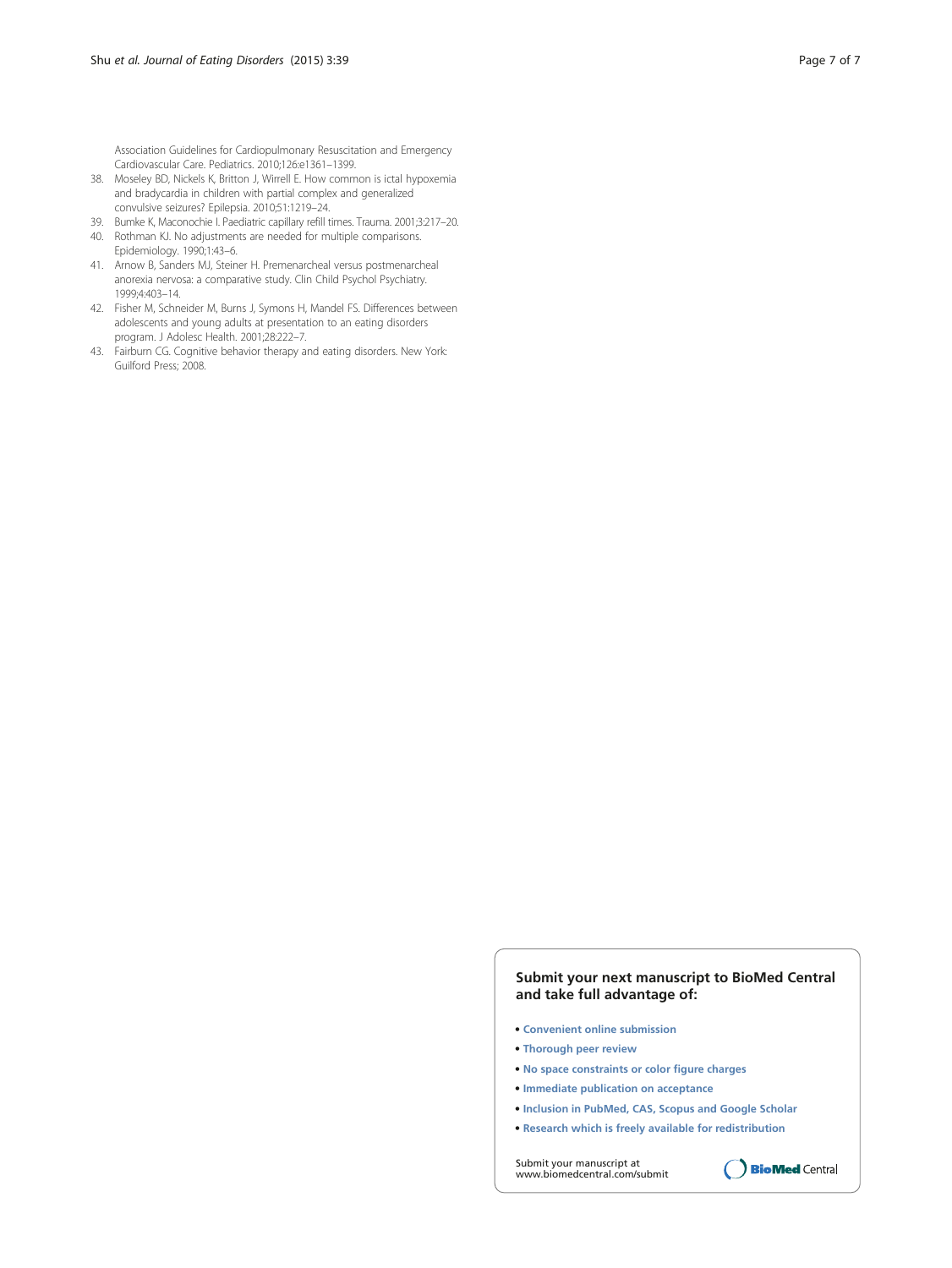Association Guidelines for Cardiopulmonary Resuscitation and Emergency Cardiovascular Care. Pediatrics. 2010;126:e1361–1399.

38. Moseley BD, Nickels K, Britton J, Wirrell E. How common is ictal hypoxemia and bradycardia in children with partial complex and generalized convulsive seizures? Epilepsia. 2010;51:1219–24.
39. Bumke K, Maconochie I. Paediatric capillary refill times. Trauma. 2001;3:217–20.
40. Rothman KJ. No adjustments are needed for multiple comparisons. Epidemiology. 1990;1:43–6.
41. Arnow B, Sanders MJ, Steiner H. Premenarcheal versus postmenarcheal anorexia nervosa: a comparative study. Clin Child Psychol Psychiatry. 1999;4:403–14.
42. Fisher M, Schneider M, Burns J, Symons H, Mandel FS. Differences between adolescents and young adults at presentation to an eating disorders program. J Adolesc Health. 2001;28:222–7.
43. Fairburn CG. Cognitive behavior therapy and eating disorders. New York: Guilford Press; 2008.

**Submit your next manuscript to BioMed Central and take full advantage of:**

- **Convenient online submission**
- **Thorough peer review**
- **No space constraints or color figure charges**
- **Immediate publication on acceptance**
- **Inclusion in PubMed, CAS, Scopus and Google Scholar**
- **Research which is freely available for redistribution**

Submit your manuscript at
www.biomedcentral.com/submit

BioMed Central